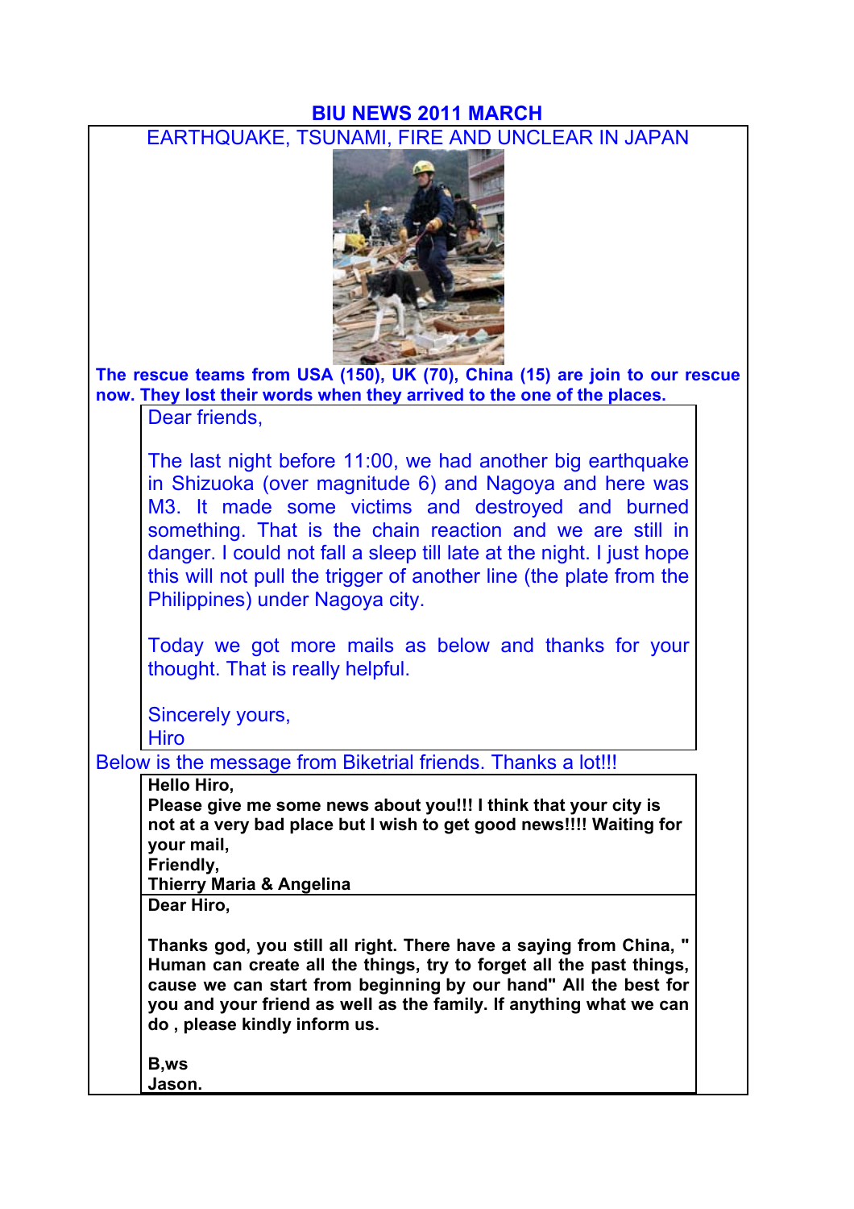# BIU NEWS 2011 MARCH

## EARTHQUAKE, TSUNAMI, FIRE AND UNCLEAR IN JAPAN

**The rescue teams from USA (150), UK (70), China (15) are join to our rescue now. They lost their words when they arrived to the one of the places.**

Dear friends,

The last night before 11:00, we had another big earthquake in Shizuoka (over magnitude 6) and Nagoya and here was M3. It made some victims and destroyed and burned something. That is the chain reaction and we are still in danger. I could not fall a sleep till late at the night. I just hope this will not pull the trigger of another line (the plate from the Philippines) under Nagoya city.

Today we got more mails as below and thanks for your thought. That is really helpful.

Sincerely yours,
Hiro

Below is the message from Biketrial friends. Thanks a lot!!!

**Hello Hiro,**
**Please give me some news about you!!! I think that your city is not at a very bad place but I wish to get good news!!!! Waiting for your mail,**
**Friendly,**
**Thierry Maria & Angelina**

**Dear Hiro,**

**Thanks god, you still all right. There have a saying from China, " Human can create all the things, try to forget all the past things, cause we can start from beginning by our hand" All the best for you and your friend as well as the family. If anything what we can do , please kindly inform us.**

**B,ws**
**Jason.**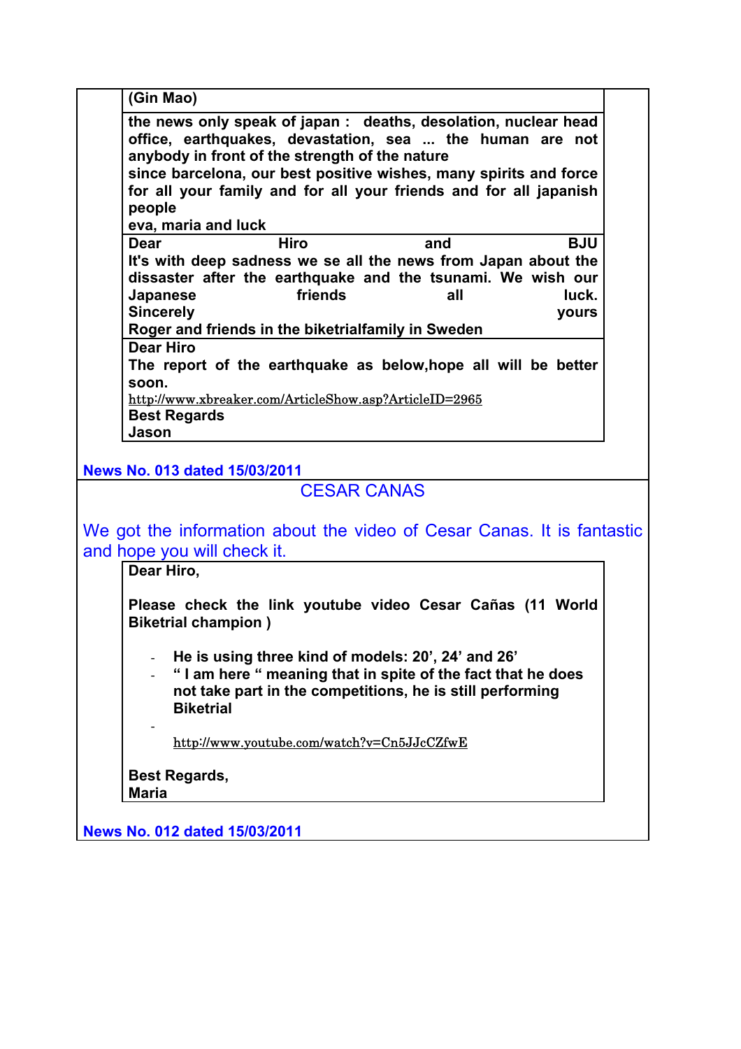**(Gin Mao)**

**the news only speak of japan : deaths, desolation, nuclear head office, earthquakes, devastation, sea ... the human are not anybody in front of the strength of the nature**
**since barcelona, our best positive wishes, many spirits and force for all your family and for all your friends and for all japanish people**
**eva, maria and luck**

**Dear Hiro and BJU**
**It's with deep sadness we se all the news from Japan about the dissaster after the earthquake and the tsunami. We wish our Japanese friends all luck.**
**Sincerely yours**
**Roger and friends in the biketrialfamily in Sweden**

**Dear Hiro**
**The report of the earthquake as below,hope all will be better soon.**
http://www.xbreaker.com/ArticleShow.asp?ArticleID=2965
**Best Regards**
**Jason**

**News No. 013 dated 15/03/2011**

## CESAR CANAS

We got the information about the video of Cesar Canas. It is fantastic and hope you will check it.

**Dear Hiro,**

**Please check the link youtube video Cesar Cañas (11 World Biketrial champion )**

- **He is using three kind of models: 20', 24' and 26'**
- **" I am here " meaning that in spite of the fact that he does not take part in the competitions, he is still performing Biketrial**
- http://www.youtube.com/watch?v=Cn5JJcCZfwE

**Best Regards,**
**Maria**

**News No. 012 dated 15/03/2011**